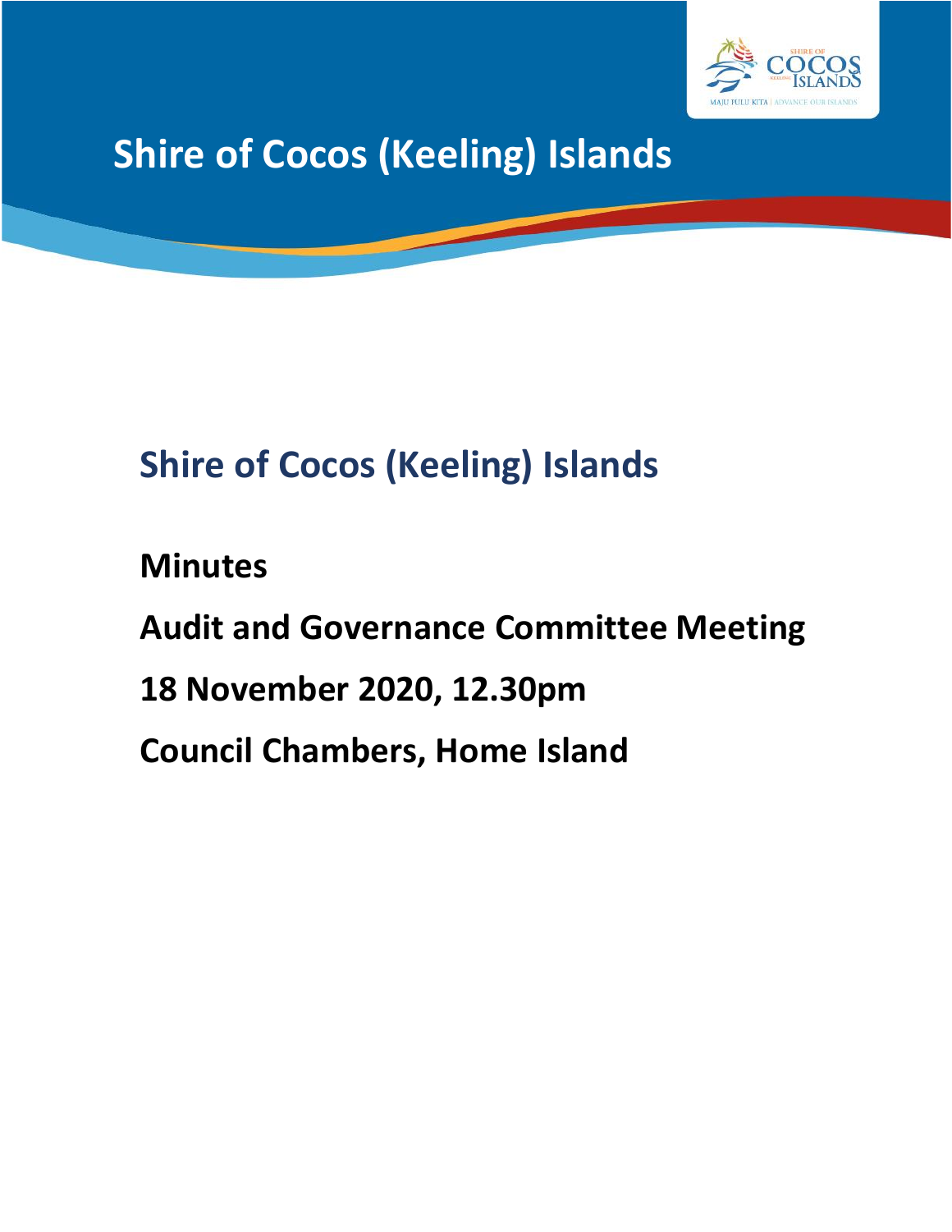# Shire of Cocos (Keeling) Islands

## Shire of Cocos (Keeling) Islands

**Minutes**

**Audit and Governance Committee Meeting**

**18 November 2020, 12.30pm**

**Council Chambers, Home Island**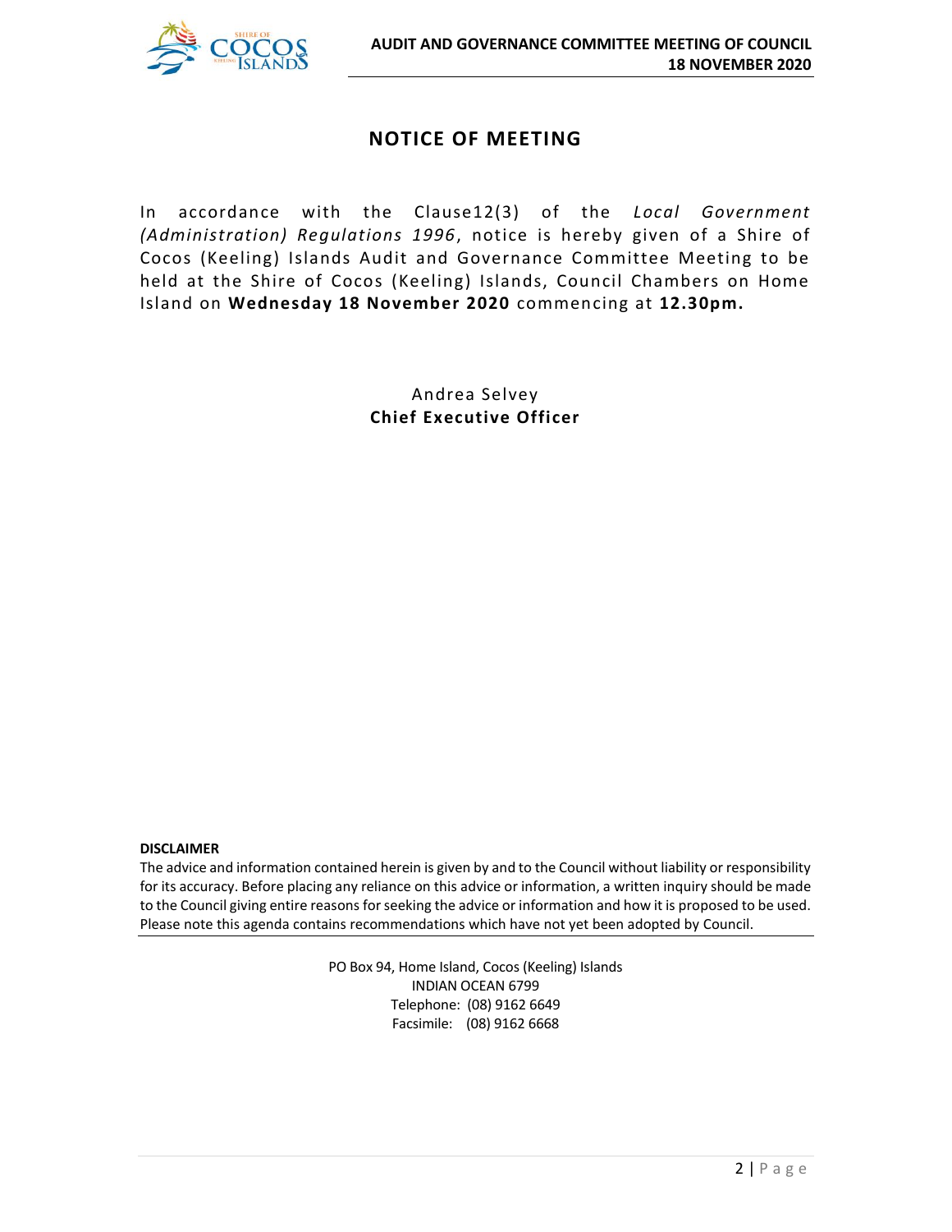# NOTICE OF MEETING

In accordance with the Clause12(3) of the *Local Government (Administration) Regulations 1996*, notice is hereby given of a Shire of Cocos (Keeling) Islands Audit and Governance Committee Meeting to be held at the Shire of Cocos (Keeling) Islands, Council Chambers on Home Island on **Wednesday 18 November 2020** commencing at **12.30pm.**

Andrea Selvey
**Chief Executive Officer**

**DISCLAIMER**

The advice and information contained herein is given by and to the Council without liability or responsibility for its accuracy. Before placing any reliance on this advice or information, a written inquiry should be made to the Council giving entire reasons for seeking the advice or information and how it is proposed to be used. Please note this agenda contains recommendations which have not yet been adopted by Council.

PO Box 94, Home Island, Cocos (Keeling) Islands
INDIAN OCEAN 6799
Telephone: (08) 9162 6649
Facsimile: (08) 9162 6668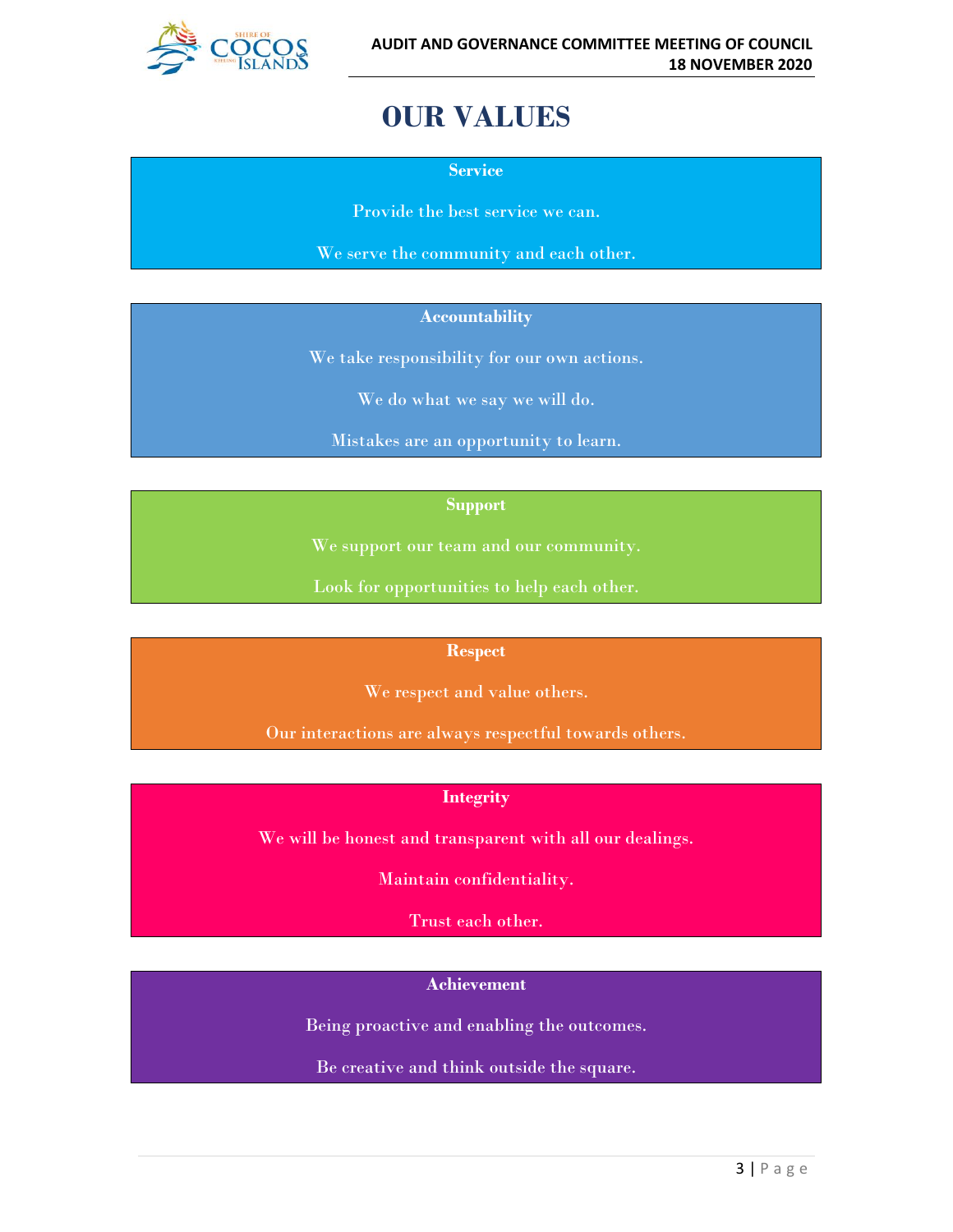# OUR VALUES

**Service**

Provide the best service we can.

We serve the community and each other.

**Accountability**

We take responsibility for our own actions.

We do what we say we will do.

Mistakes are an opportunity to learn.

**Support**

We support our team and our community.

Look for opportunities to help each other.

**Respect**

We respect and value others.

Our interactions are always respectful towards others.

**Integrity**

We will be honest and transparent with all our dealings.

Maintain confidentiality.

Trust each other.

**Achievement**

Being proactive and enabling the outcomes.

Be creative and think outside the square.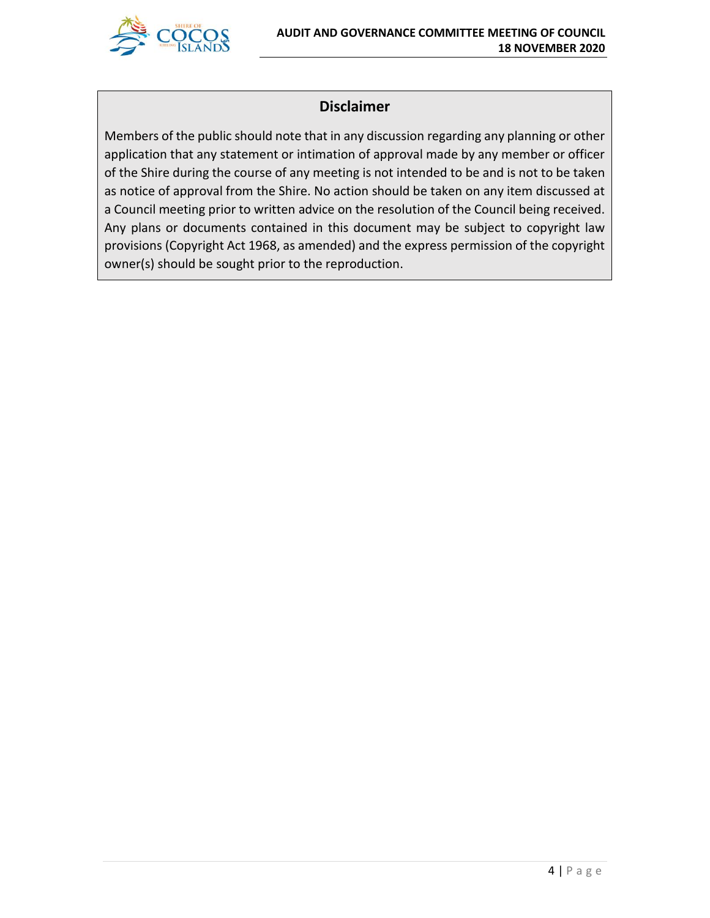## Disclaimer

Members of the public should note that in any discussion regarding any planning or other application that any statement or intimation of approval made by any member or officer of the Shire during the course of any meeting is not intended to be and is not to be taken as notice of approval from the Shire. No action should be taken on any item discussed at a Council meeting prior to written advice on the resolution of the Council being received. Any plans or documents contained in this document may be subject to copyright law provisions (Copyright Act 1968, as amended) and the express permission of the copyright owner(s) should be sought prior to the reproduction.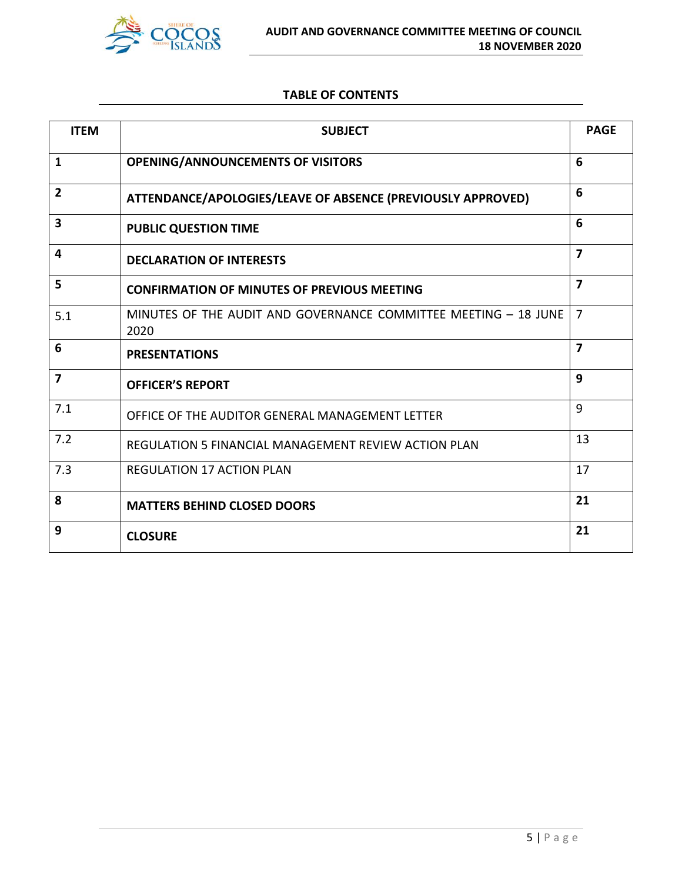## TABLE OF CONTENTS

| ITEM | SUBJECT | PAGE |
|---|---|---|
| **1** | **OPENING/ANNOUNCEMENTS OF VISITORS** | **6** |
| **2** | **ATTENDANCE/APOLOGIES/LEAVE OF ABSENCE (PREVIOUSLY APPROVED)** | **6** |
| **3** | **PUBLIC QUESTION TIME** | **6** |
| **4** | **DECLARATION OF INTERESTS** | **7** |
| **5** | **CONFIRMATION OF MINUTES OF PREVIOUS MEETING** | **7** |
| 5.1 | MINUTES OF THE AUDIT AND GOVERNANCE COMMITTEE MEETING – 18 JUNE 2020 | 7 |
| **6** | **PRESENTATIONS** | **7** |
| **7** | **OFFICER'S REPORT** | **9** |
| 7.1 | OFFICE OF THE AUDITOR GENERAL MANAGEMENT LETTER | 9 |
| 7.2 | REGULATION 5 FINANCIAL MANAGEMENT REVIEW ACTION PLAN | 13 |
| 7.3 | REGULATION 17 ACTION PLAN | 17 |
| **8** | **MATTERS BEHIND CLOSED DOORS** | **21** |
| **9** | **CLOSURE** | **21** |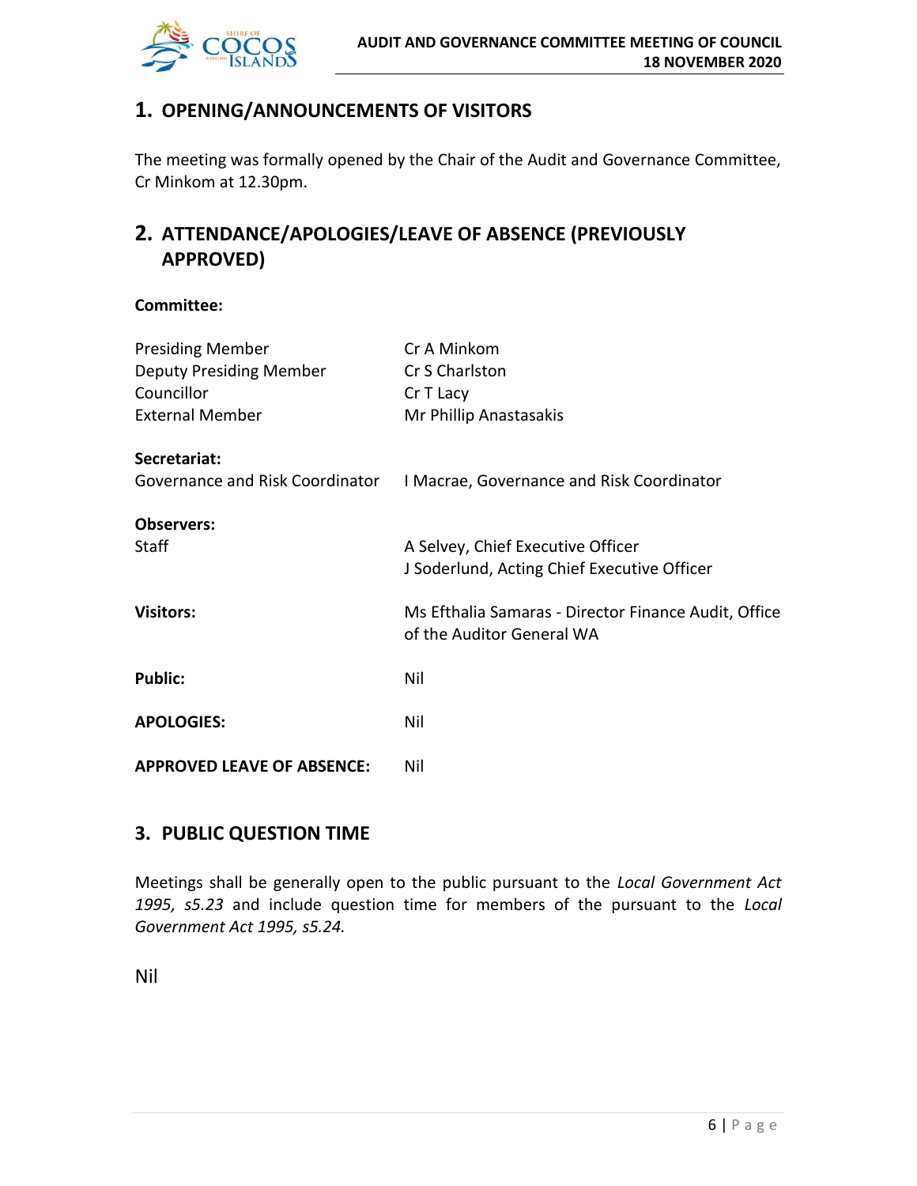## 1. OPENING/ANNOUNCEMENTS OF VISITORS

The meeting was formally opened by the Chair of the Audit and Governance Committee, Cr Minkom at 12.30pm.

## 2. ATTENDANCE/APOLOGIES/LEAVE OF ABSENCE (PREVIOUSLY APPROVED)

**Committee:**

| | |
|---|---|
| Presiding Member | Cr A Minkom |
| Deputy Presiding Member | Cr S Charlston |
| Councillor | Cr T Lacy |
| External Member | Mr Phillip Anastasakis |
| **Secretariat:** | |
| Governance and Risk Coordinator | I Macrae, Governance and Risk Coordinator |
| **Observers:** | |
| Staff | A Selvey, Chief Executive Officer<br>J Soderlund, Acting Chief Executive Officer |
| **Visitors:** | Ms Efthalia Samaras - Director Finance Audit, Office of the Auditor General WA |
| **Public:** | Nil |
| **APOLOGIES:** | Nil |
| **APPROVED LEAVE OF ABSENCE:** | Nil |

## 3. PUBLIC QUESTION TIME

Meetings shall be generally open to the public pursuant to the *Local Government Act 1995, s5.23* and include question time for members of the pursuant to the *Local Government Act 1995, s5.24.*

Nil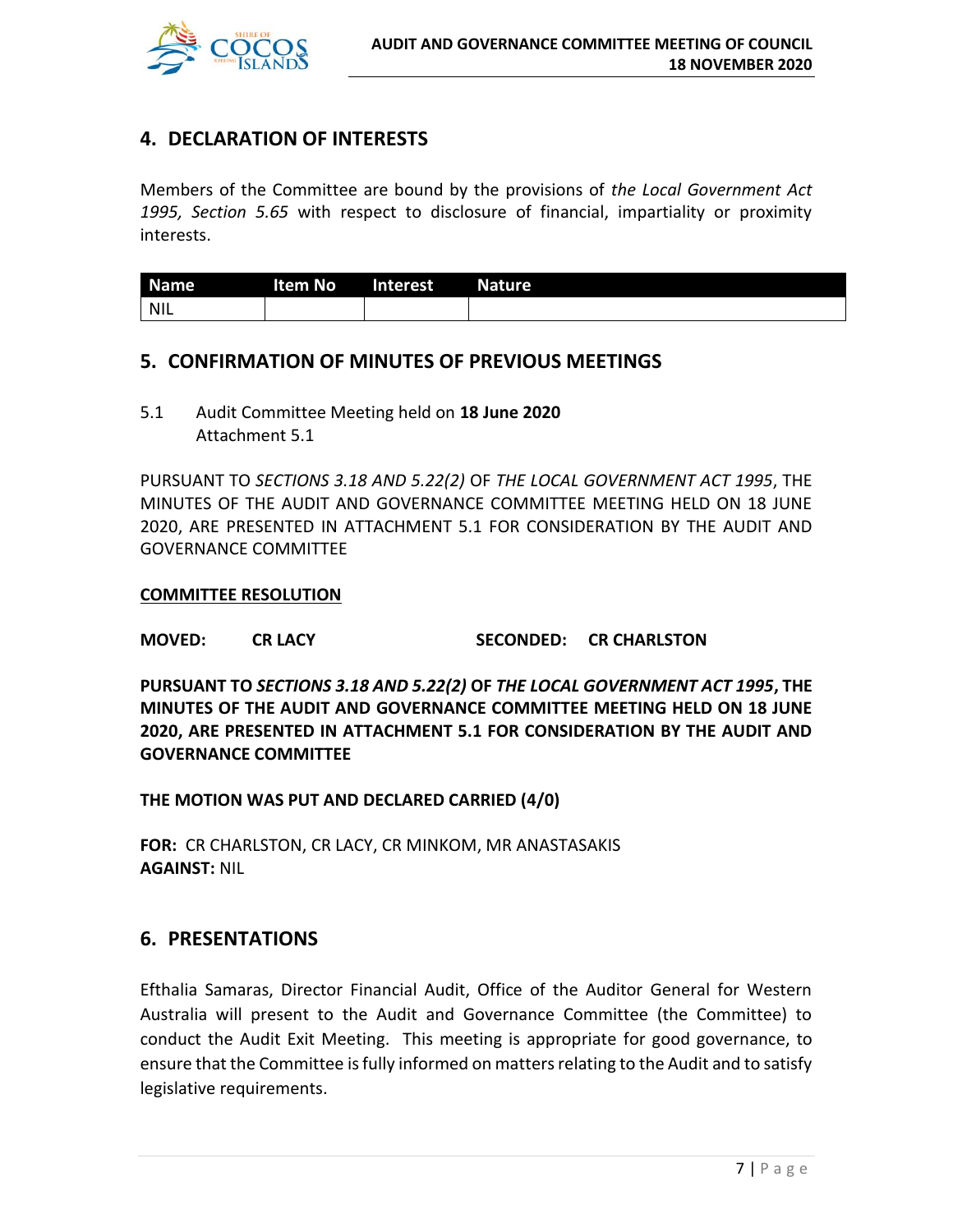## 4. DECLARATION OF INTERESTS

Members of the Committee are bound by the provisions of *the Local Government Act 1995, Section 5.65* with respect to disclosure of financial, impartiality or proximity interests.

| Name | Item No | Interest | Nature |
|---|---|---|---|
| NIL | | | |

## 5. CONFIRMATION OF MINUTES OF PREVIOUS MEETINGS

5.1 Audit Committee Meeting held on **18 June 2020**
Attachment 5.1

PURSUANT TO *SECTIONS 3.18 AND 5.22(2)* OF *THE LOCAL GOVERNMENT ACT 1995*, THE MINUTES OF THE AUDIT AND GOVERNANCE COMMITTEE MEETING HELD ON 18 JUNE 2020, ARE PRESENTED IN ATTACHMENT 5.1 FOR CONSIDERATION BY THE AUDIT AND GOVERNANCE COMMITTEE

**<u>COMMITTEE RESOLUTION</u>**

**MOVED: CR LACY SECONDED: CR CHARLSTON**

**PURSUANT TO *SECTIONS 3.18 AND 5.22(2)* OF *THE LOCAL GOVERNMENT ACT 1995*, THE MINUTES OF THE AUDIT AND GOVERNANCE COMMITTEE MEETING HELD ON 18 JUNE 2020, ARE PRESENTED IN ATTACHMENT 5.1 FOR CONSIDERATION BY THE AUDIT AND GOVERNANCE COMMITTEE**

**THE MOTION WAS PUT AND DECLARED CARRIED (4/0)**

**FOR:** CR CHARLSTON, CR LACY, CR MINKOM, MR ANASTASAKIS
**AGAINST:** NIL

## 6. PRESENTATIONS

Efthalia Samaras, Director Financial Audit, Office of the Auditor General for Western Australia will present to the Audit and Governance Committee (the Committee) to conduct the Audit Exit Meeting. This meeting is appropriate for good governance, to ensure that the Committee is fully informed on matters relating to the Audit and to satisfy legislative requirements.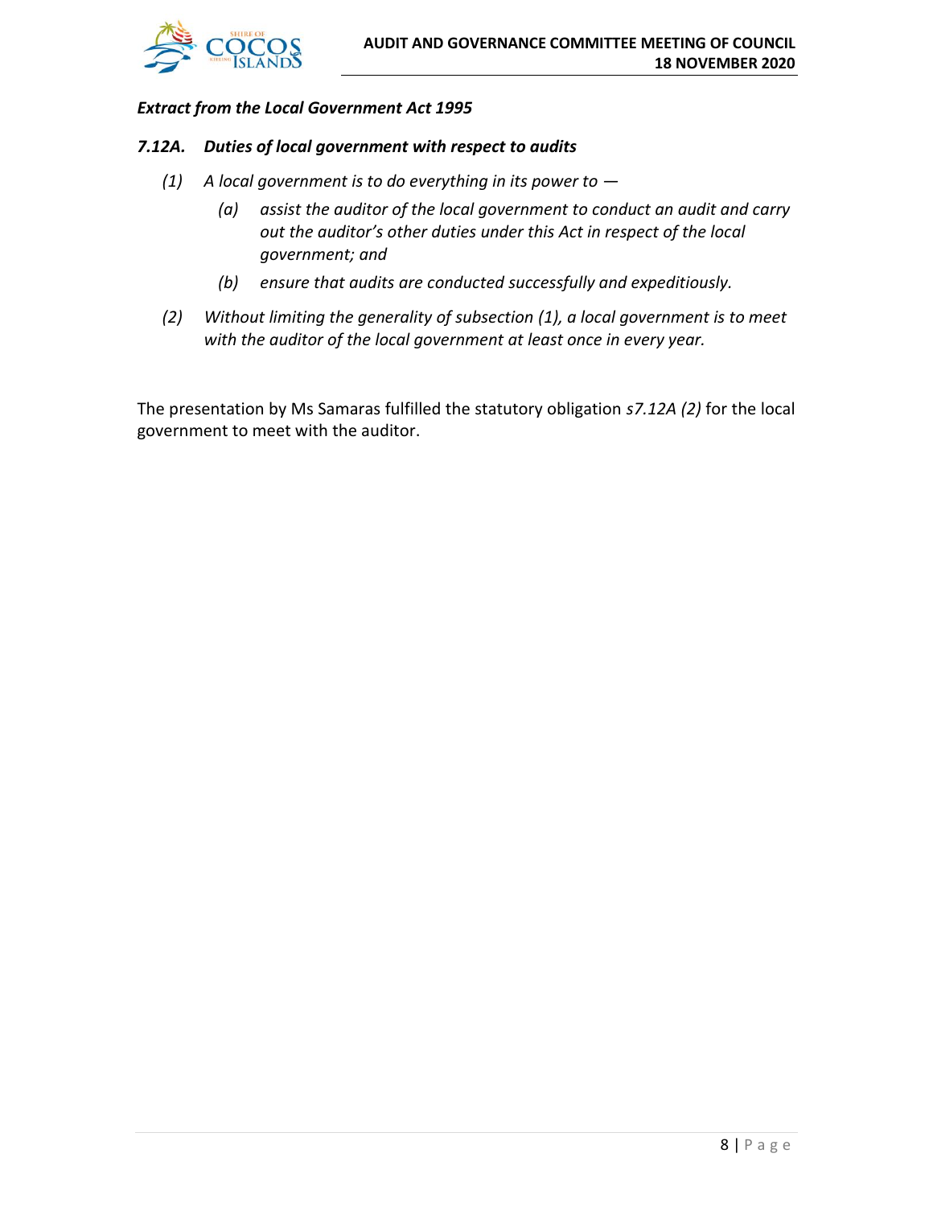***Extract from the Local Government Act 1995***

***7.12A. Duties of local government with respect to audits***

*(1) A local government is to do everything in its power to —*

*(a) assist the auditor of the local government to conduct an audit and carry out the auditor's other duties under this Act in respect of the local government; and*

*(b) ensure that audits are conducted successfully and expeditiously.*

*(2) Without limiting the generality of subsection (1), a local government is to meet with the auditor of the local government at least once in every year.*

The presentation by Ms Samaras fulfilled the statutory obligation *s7.12A (2)* for the local government to meet with the auditor.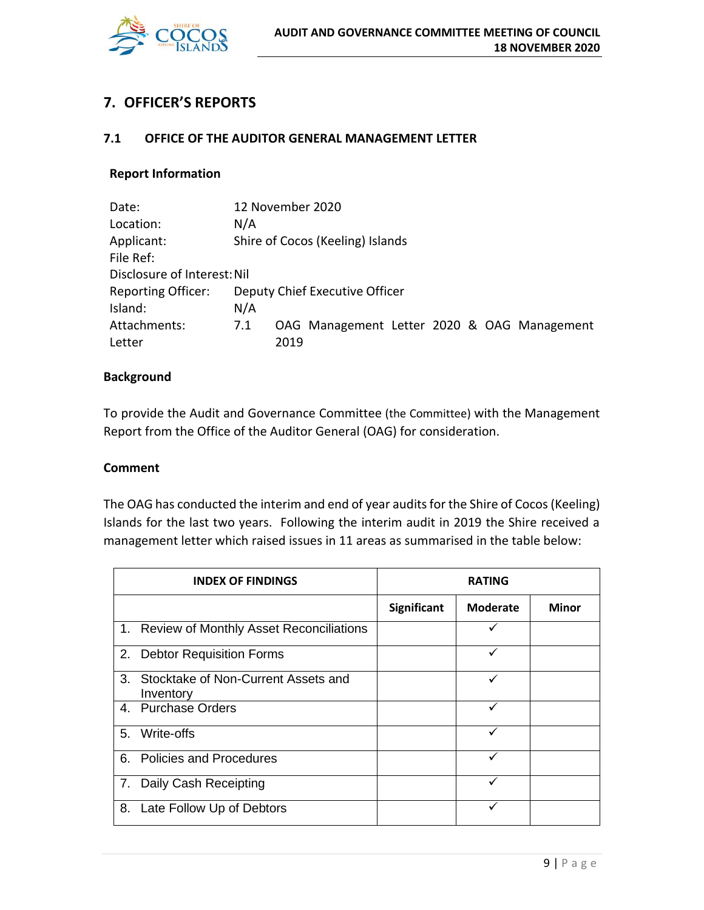## 7. OFFICER'S REPORTS

### 7.1 OFFICE OF THE AUDITOR GENERAL MANAGEMENT LETTER

**Report Information**

Date: 12 November 2020
Location: N/A
Applicant: Shire of Cocos (Keeling) Islands
File Ref:
Disclosure of Interest: Nil
Reporting Officer: Deputy Chief Executive Officer
Island: N/A
Attachments: 7.1 OAG Management Letter 2020 & OAG Management Letter 2019

**Background**

To provide the Audit and Governance Committee (the Committee) with the Management Report from the Office of the Auditor General (OAG) for consideration.

**Comment**

The OAG has conducted the interim and end of year audits for the Shire of Cocos (Keeling) Islands for the last two years. Following the interim audit in 2019 the Shire received a management letter which raised issues in 11 areas as summarised in the table below:

| INDEX OF FINDINGS | RATING | | |
|---|---|---|---|
| | **Significant** | **Moderate** | **Minor** |
| 1. Review of Monthly Asset Reconciliations | | ✓ | |
| 2. Debtor Requisition Forms | | ✓ | |
| 3. Stocktake of Non-Current Assets and Inventory | | ✓ | |
| 4. Purchase Orders | | ✓ | |
| 5. Write-offs | | ✓ | |
| 6. Policies and Procedures | | ✓ | |
| 7. Daily Cash Receipting | | ✓ | |
| 8. Late Follow Up of Debtors | | ✓ | |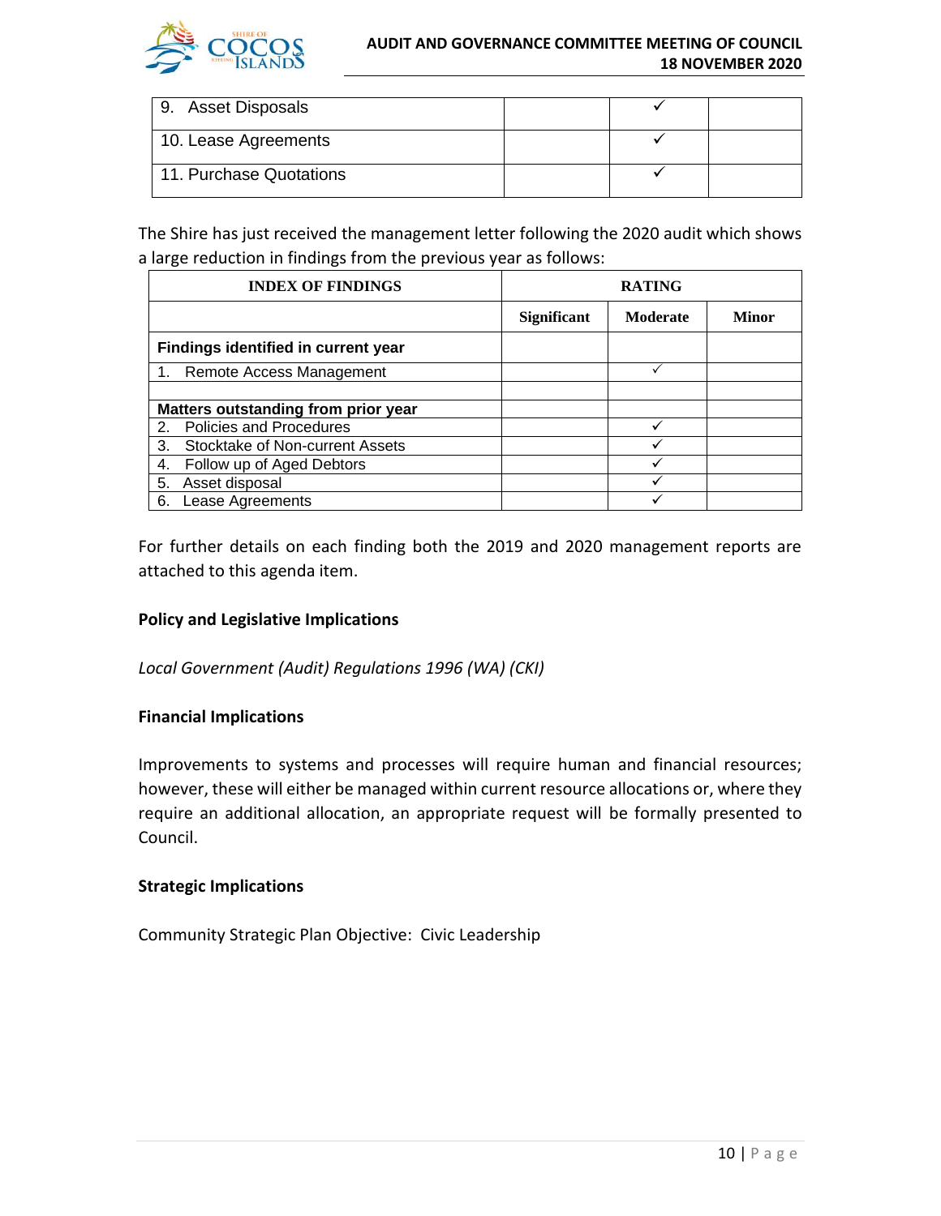| 9. Asset Disposals | | ✓ | |
|---|---|---|---|
| 10. Lease Agreements | | ✓ | |
| 11. Purchase Quotations | | ✓ | |

The Shire has just received the management letter following the 2020 audit which shows a large reduction in findings from the previous year as follows:

| INDEX OF FINDINGS | RATING | | |
|---|---|---|---|
| | **Significant** | **Moderate** | **Minor** |
| **Findings identified in current year** | | | |
| 1. Remote Access Management | | ✓ | |
| | | | |
| **Matters outstanding from prior year** | | | |
| 2. Policies and Procedures | | ✓ | |
| 3. Stocktake of Non-current Assets | | ✓ | |
| 4. Follow up of Aged Debtors | | ✓ | |
| 5. Asset disposal | | ✓ | |
| 6. Lease Agreements | | ✓ | |

For further details on each finding both the 2019 and 2020 management reports are attached to this agenda item.

**Policy and Legislative Implications**

*Local Government (Audit) Regulations 1996 (WA) (CKI)*

**Financial Implications**

Improvements to systems and processes will require human and financial resources; however, these will either be managed within current resource allocations or, where they require an additional allocation, an appropriate request will be formally presented to Council.

**Strategic Implications**

Community Strategic Plan Objective: Civic Leadership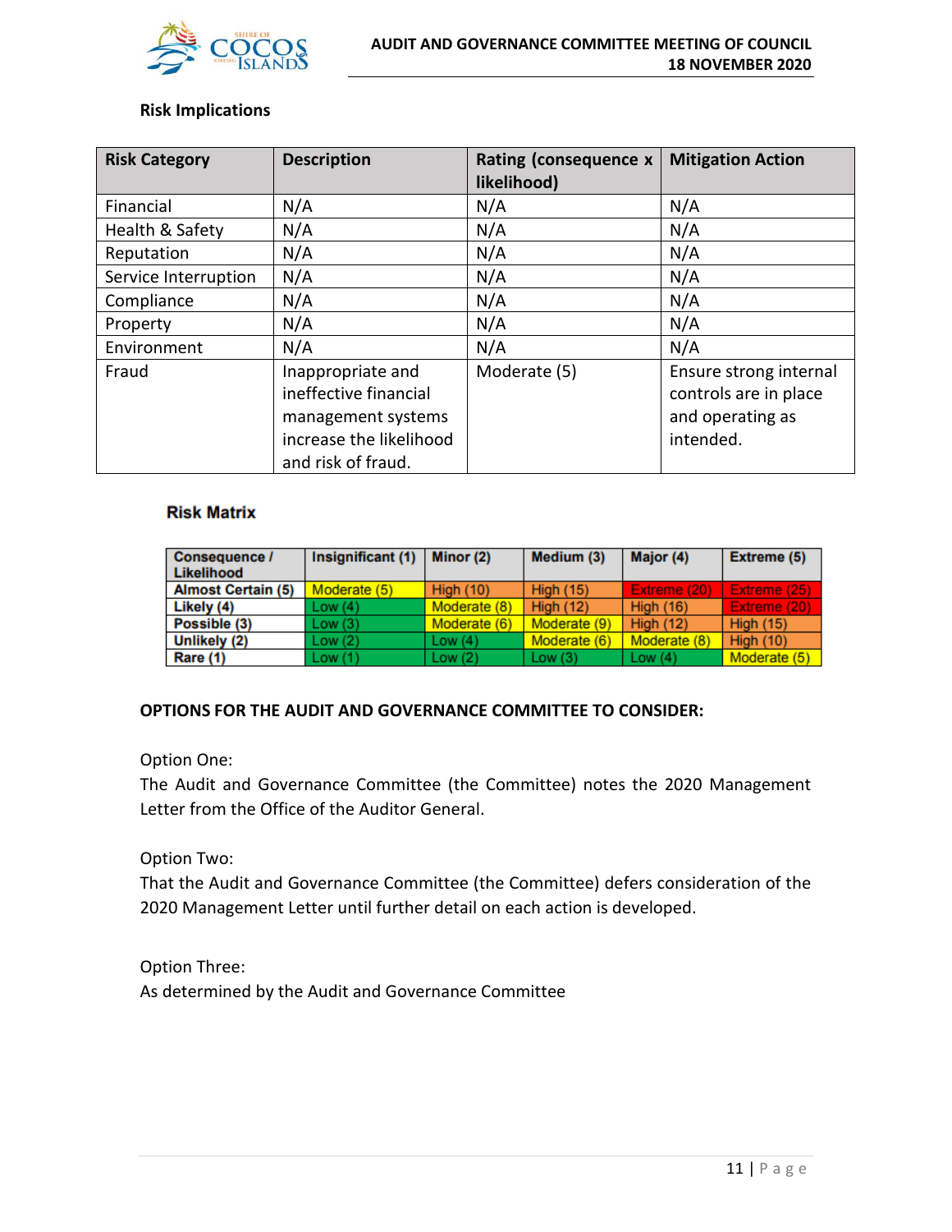### Risk Implications

| Risk Category | Description | Rating (consequence x likelihood) | Mitigation Action |
|---|---|---|---|
| Financial | N/A | N/A | N/A |
| Health & Safety | N/A | N/A | N/A |
| Reputation | N/A | N/A | N/A |
| Service Interruption | N/A | N/A | N/A |
| Compliance | N/A | N/A | N/A |
| Property | N/A | N/A | N/A |
| Environment | N/A | N/A | N/A |
| Fraud | Inappropriate and ineffective financial management systems increase the likelihood and risk of fraud. | Moderate (5) | Ensure strong internal controls are in place and operating as intended. |

### Risk Matrix

| Consequence / Likelihood | Insignificant (1) | Minor (2) | Medium (3) | Major (4) | Extreme (5) |
|---|---|---|---|---|---|
| Almost Certain (5) | Moderate (5) | High (10) | High (15) | Extreme (20) | Extreme (25) |
| Likely (4) | Low (4) | Moderate (8) | High (12) | High (16) | Extreme (20) |
| Possible (3) | Low (3) | Moderate (6) | Moderate (9) | High (12) | High (15) |
| Unlikely (2) | Low (2) | Low (4) | Moderate (6) | Moderate (8) | High (10) |
| Rare (1) | Low (1) | Low (2) | Low (3) | Low (4) | Moderate (5) |

**OPTIONS FOR THE AUDIT AND GOVERNANCE COMMITTEE TO CONSIDER:**

Option One:
The Audit and Governance Committee (the Committee) notes the 2020 Management Letter from the Office of the Auditor General.

Option Two:
That the Audit and Governance Committee (the Committee) defers consideration of the 2020 Management Letter until further detail on each action is developed.

Option Three:
As determined by the Audit and Governance Committee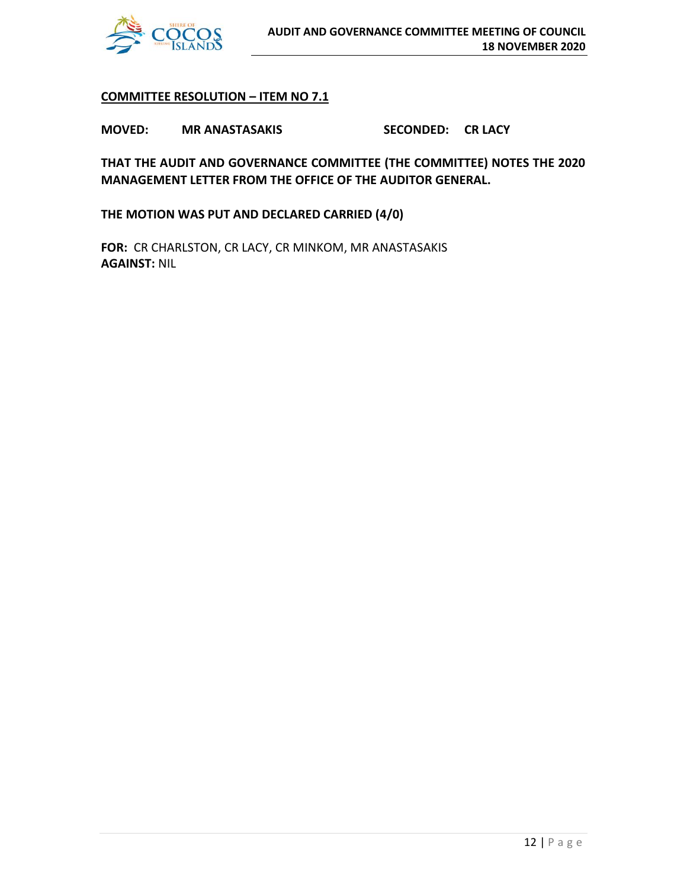**COMMITTEE RESOLUTION – ITEM NO 7.1**

**MOVED: MR ANASTASAKIS SECONDED: CR LACY**

**THAT THE AUDIT AND GOVERNANCE COMMITTEE (THE COMMITTEE) NOTES THE 2020 MANAGEMENT LETTER FROM THE OFFICE OF THE AUDITOR GENERAL.**

**THE MOTION WAS PUT AND DECLARED CARRIED (4/0)**

**FOR:** CR CHARLSTON, CR LACY, CR MINKOM, MR ANASTASAKIS
**AGAINST:** NIL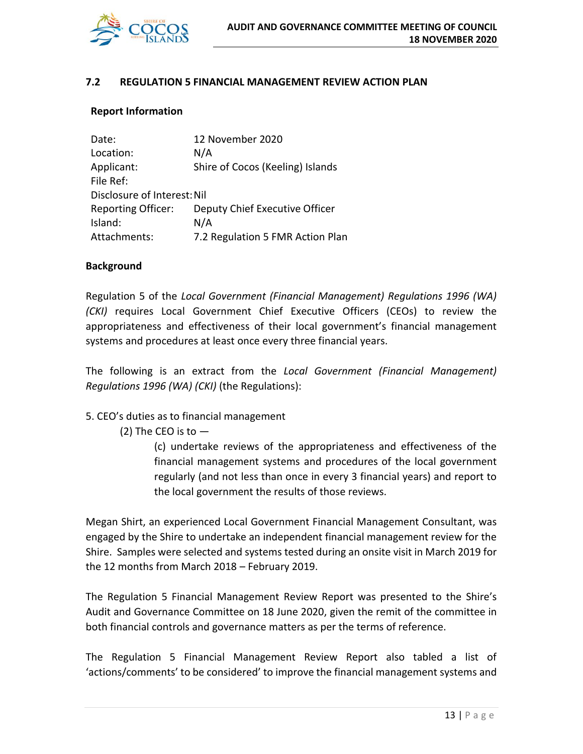## 7.2 REGULATION 5 FINANCIAL MANAGEMENT REVIEW ACTION PLAN

### Report Information

| | |
|---|---|
| Date: | 12 November 2020 |
| Location: | N/A |
| Applicant: | Shire of Cocos (Keeling) Islands |
| File Ref: | |
| Disclosure of Interest: | Nil |
| Reporting Officer: | Deputy Chief Executive Officer |
| Island: | N/A |
| Attachments: | 7.2 Regulation 5 FMR Action Plan |

### Background

Regulation 5 of the *Local Government (Financial Management) Regulations 1996 (WA) (CKI)* requires Local Government Chief Executive Officers (CEOs) to review the appropriateness and effectiveness of their local government's financial management systems and procedures at least once every three financial years.

The following is an extract from the *Local Government (Financial Management) Regulations 1996 (WA) (CKI)* (the Regulations):

5. CEO's duties as to financial management

(2) The CEO is to —

(c) undertake reviews of the appropriateness and effectiveness of the financial management systems and procedures of the local government regularly (and not less than once in every 3 financial years) and report to the local government the results of those reviews.

Megan Shirt, an experienced Local Government Financial Management Consultant, was engaged by the Shire to undertake an independent financial management review for the Shire. Samples were selected and systems tested during an onsite visit in March 2019 for the 12 months from March 2018 – February 2019.

The Regulation 5 Financial Management Review Report was presented to the Shire's Audit and Governance Committee on 18 June 2020, given the remit of the committee in both financial controls and governance matters as per the terms of reference.

The Regulation 5 Financial Management Review Report also tabled a list of 'actions/comments' to be considered' to improve the financial management systems and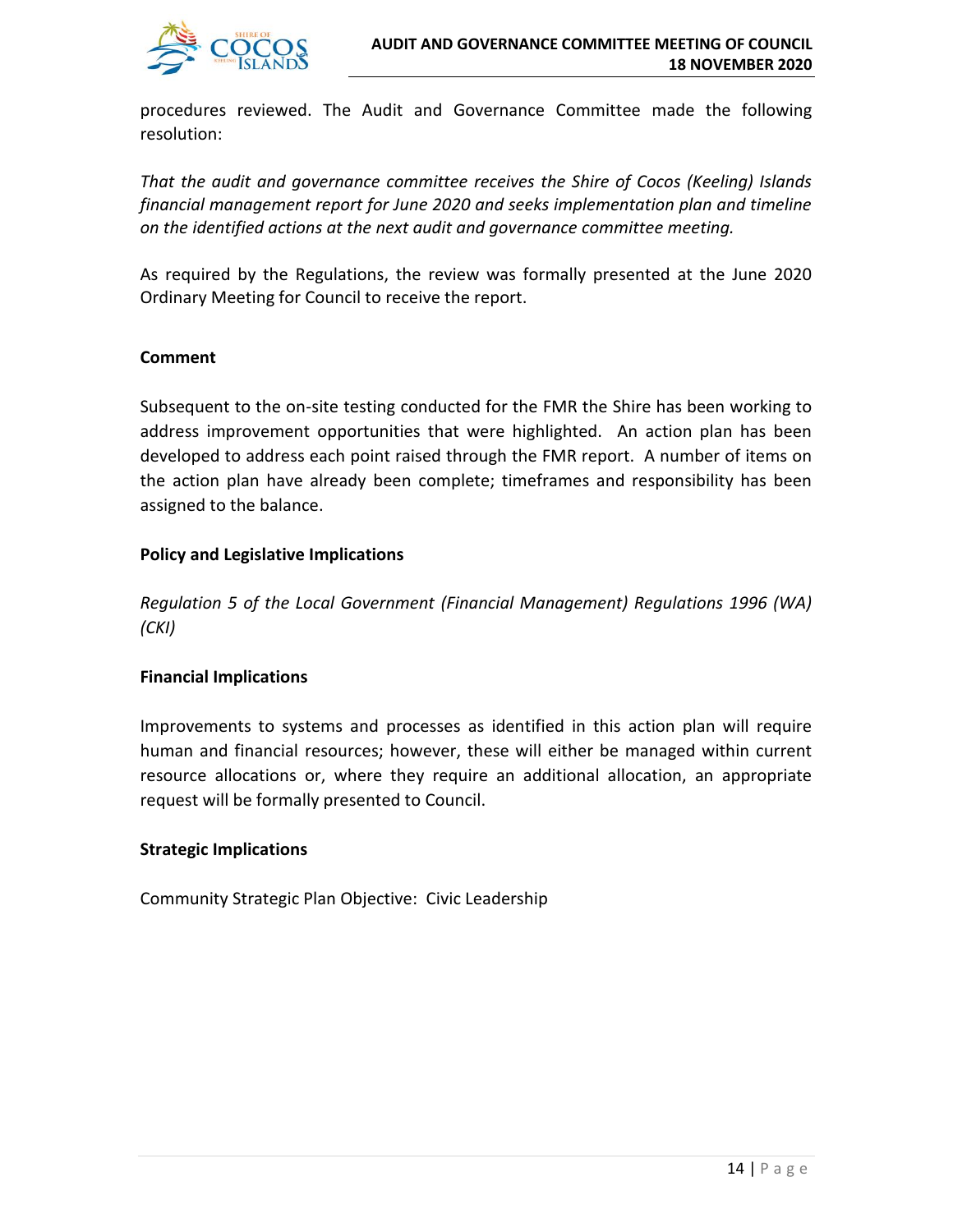procedures reviewed. The Audit and Governance Committee made the following resolution:

*That the audit and governance committee receives the Shire of Cocos (Keeling) Islands financial management report for June 2020 and seeks implementation plan and timeline on the identified actions at the next audit and governance committee meeting.*

As required by the Regulations, the review was formally presented at the June 2020 Ordinary Meeting for Council to receive the report.

**Comment**

Subsequent to the on-site testing conducted for the FMR the Shire has been working to address improvement opportunities that were highlighted. An action plan has been developed to address each point raised through the FMR report. A number of items on the action plan have already been complete; timeframes and responsibility has been assigned to the balance.

**Policy and Legislative Implications**

*Regulation 5 of the Local Government (Financial Management) Regulations 1996 (WA) (CKI)*

**Financial Implications**

Improvements to systems and processes as identified in this action plan will require human and financial resources; however, these will either be managed within current resource allocations or, where they require an additional allocation, an appropriate request will be formally presented to Council.

**Strategic Implications**

Community Strategic Plan Objective: Civic Leadership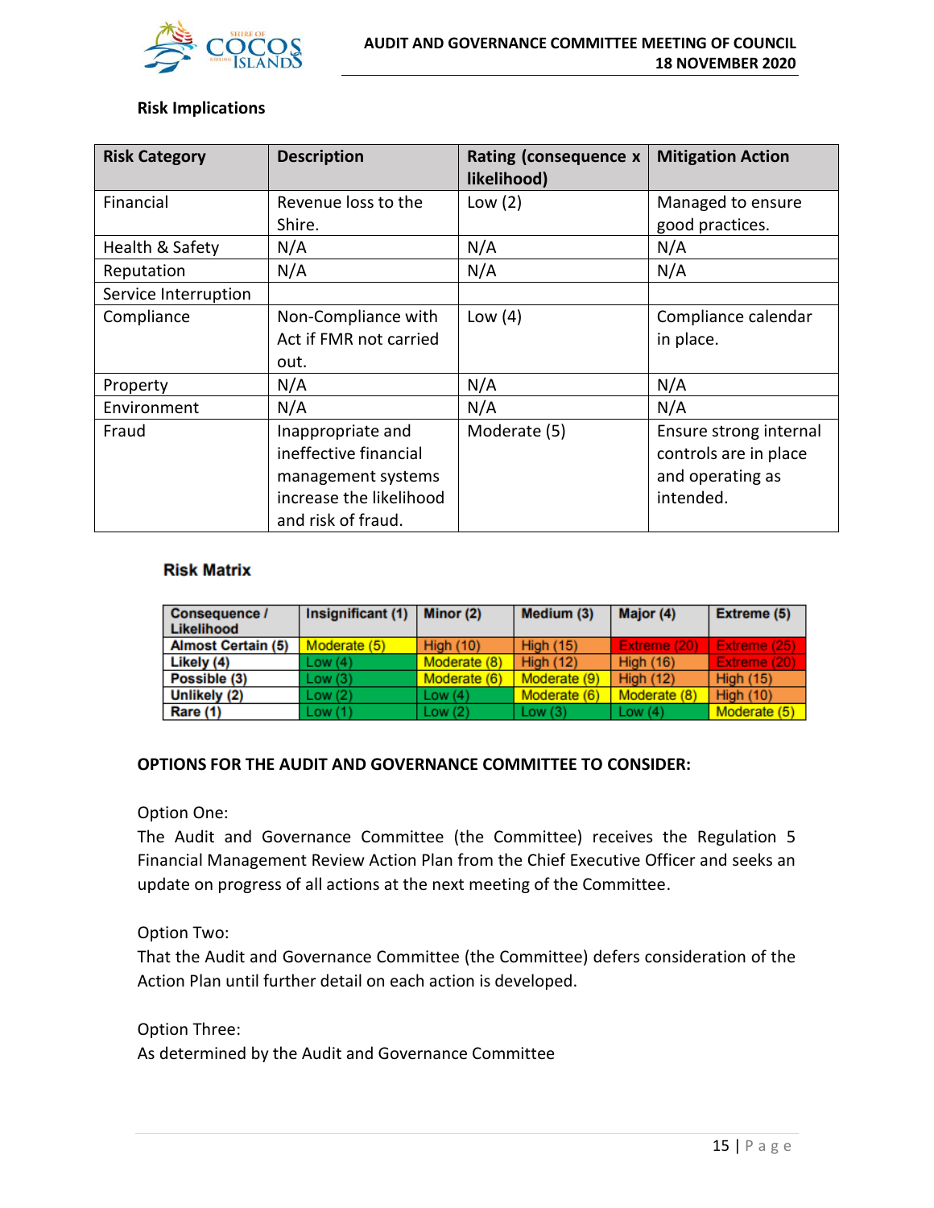### Risk Implications

| Risk Category | Description | Rating (consequence x likelihood) | Mitigation Action |
|---|---|---|---|
| Financial | Revenue loss to the Shire. | Low (2) | Managed to ensure good practices. |
| Health & Safety | N/A | N/A | N/A |
| Reputation | N/A | N/A | N/A |
| Service Interruption | | | |
| Compliance | Non-Compliance with Act if FMR not carried out. | Low (4) | Compliance calendar in place. |
| Property | N/A | N/A | N/A |
| Environment | N/A | N/A | N/A |
| Fraud | Inappropriate and ineffective financial management systems increase the likelihood and risk of fraud. | Moderate (5) | Ensure strong internal controls are in place and operating as intended. |

### Risk Matrix

| Consequence / Likelihood | Insignificant (1) | Minor (2) | Medium (3) | Major (4) | Extreme (5) |
|---|---|---|---|---|---|
| Almost Certain (5) | Moderate (5) | High (10) | High (15) | Extreme (20) | Extreme (25) |
| Likely (4) | Low (4) | Moderate (8) | High (12) | High (16) | Extreme (20) |
| Possible (3) | Low (3) | Moderate (6) | Moderate (9) | High (12) | High (15) |
| Unlikely (2) | Low (2) | Low (4) | Moderate (6) | Moderate (8) | High (10) |
| Rare (1) | Low (1) | Low (2) | Low (3) | Low (4) | Moderate (5) |

**OPTIONS FOR THE AUDIT AND GOVERNANCE COMMITTEE TO CONSIDER:**

Option One:
The Audit and Governance Committee (the Committee) receives the Regulation 5 Financial Management Review Action Plan from the Chief Executive Officer and seeks an update on progress of all actions at the next meeting of the Committee.

Option Two:
That the Audit and Governance Committee (the Committee) defers consideration of the Action Plan until further detail on each action is developed.

Option Three:
As determined by the Audit and Governance Committee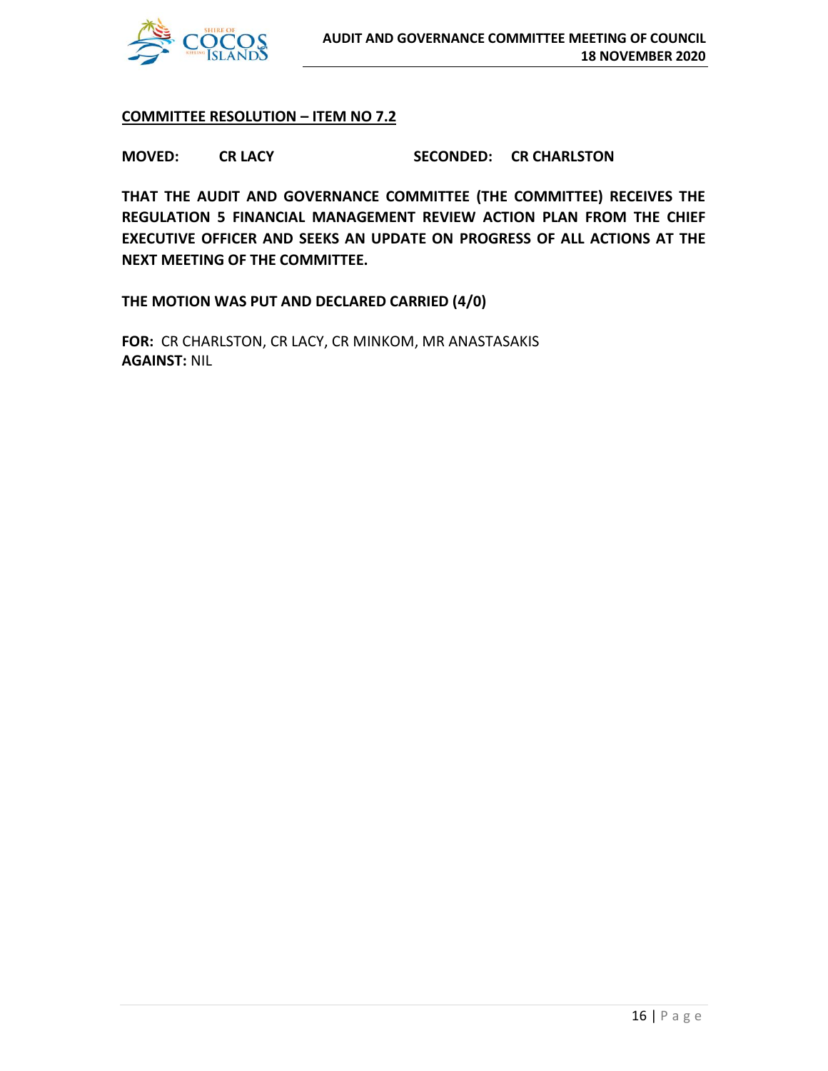**COMMITTEE RESOLUTION – ITEM NO 7.2**

**MOVED: CR LACY SECONDED: CR CHARLSTON**

**THAT THE AUDIT AND GOVERNANCE COMMITTEE (THE COMMITTEE) RECEIVES THE REGULATION 5 FINANCIAL MANAGEMENT REVIEW ACTION PLAN FROM THE CHIEF EXECUTIVE OFFICER AND SEEKS AN UPDATE ON PROGRESS OF ALL ACTIONS AT THE NEXT MEETING OF THE COMMITTEE.**

**THE MOTION WAS PUT AND DECLARED CARRIED (4/0)**

**FOR:** CR CHARLSTON, CR LACY, CR MINKOM, MR ANASTASAKIS
**AGAINST:** NIL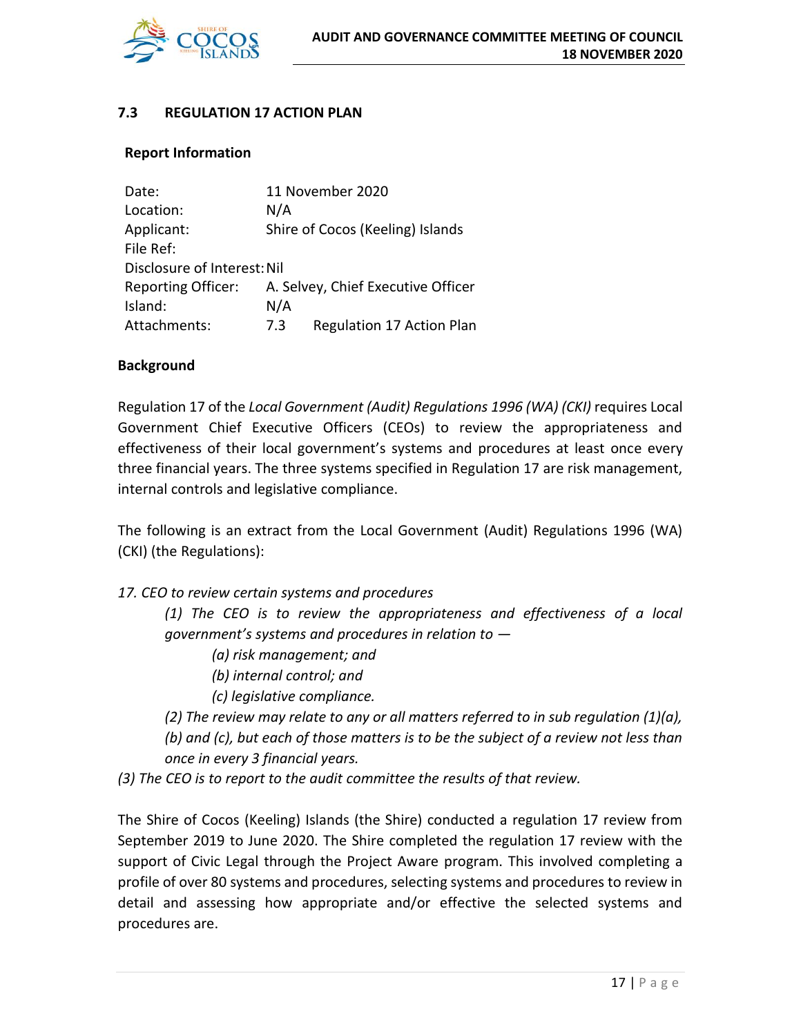## 7.3 REGULATION 17 ACTION PLAN

### Report Information

| | |
|---|---|
| Date: | 11 November 2020 |
| Location: | N/A |
| Applicant: | Shire of Cocos (Keeling) Islands |
| File Ref: | |
| Disclosure of Interest: | Nil |
| Reporting Officer: | A. Selvey, Chief Executive Officer |
| Island: | N/A |
| Attachments: | 7.3 Regulation 17 Action Plan |

### Background

Regulation 17 of the *Local Government (Audit) Regulations 1996 (WA) (CKI)* requires Local Government Chief Executive Officers (CEOs) to review the appropriateness and effectiveness of their local government's systems and procedures at least once every three financial years. The three systems specified in Regulation 17 are risk management, internal controls and legislative compliance.

The following is an extract from the Local Government (Audit) Regulations 1996 (WA) (CKI) (the Regulations):

*17. CEO to review certain systems and procedures*

> *(1) The CEO is to review the appropriateness and effectiveness of a local government's systems and procedures in relation to —*
>
> > *(a) risk management; and*
> >
> > *(b) internal control; and*
> >
> > *(c) legislative compliance.*
>
> *(2) The review may relate to any or all matters referred to in sub regulation (1)(a), (b) and (c), but each of those matters is to be the subject of a review not less than once in every 3 financial years.*

*(3) The CEO is to report to the audit committee the results of that review.*

The Shire of Cocos (Keeling) Islands (the Shire) conducted a regulation 17 review from September 2019 to June 2020. The Shire completed the regulation 17 review with the support of Civic Legal through the Project Aware program. This involved completing a profile of over 80 systems and procedures, selecting systems and procedures to review in detail and assessing how appropriate and/or effective the selected systems and procedures are.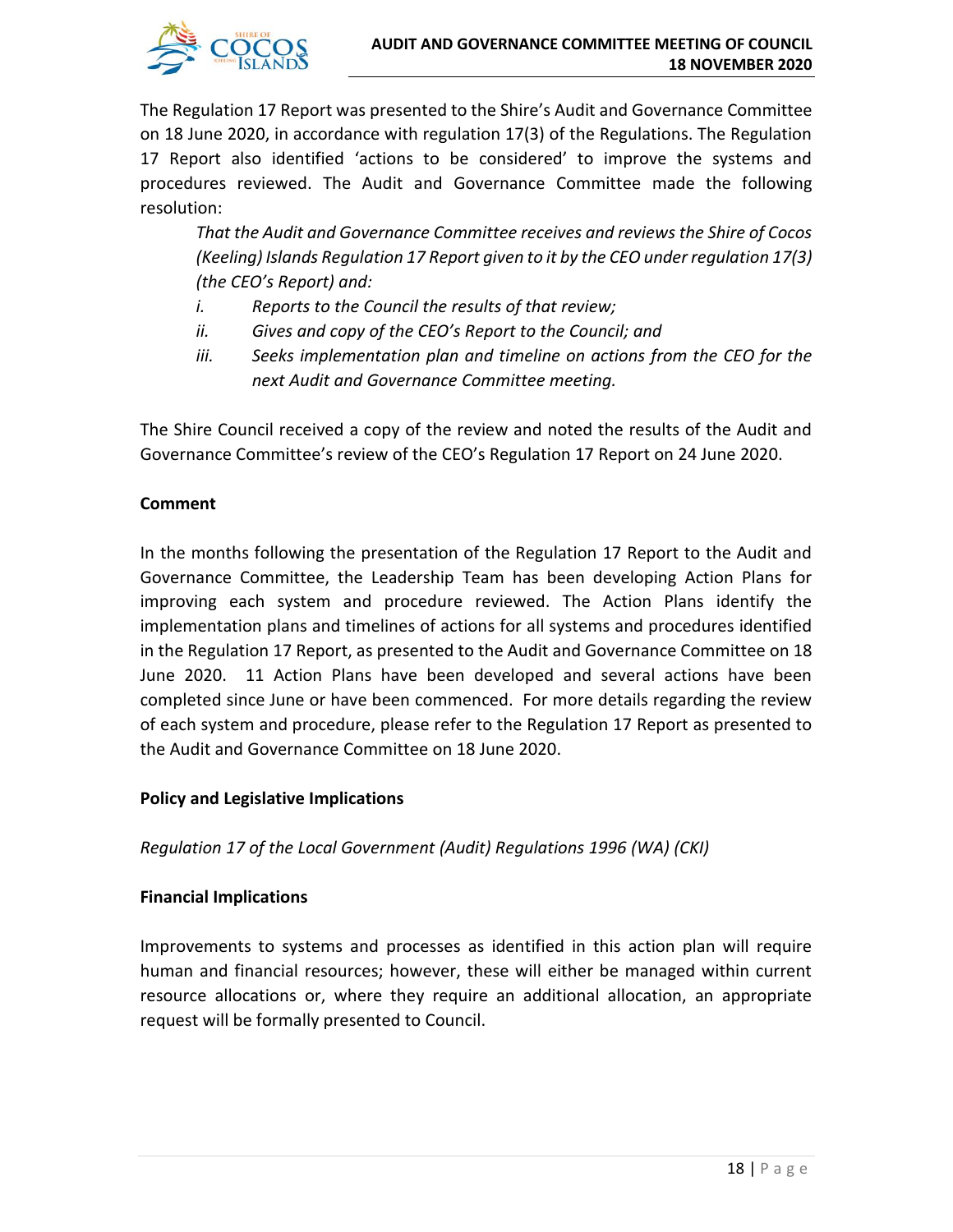The Regulation 17 Report was presented to the Shire's Audit and Governance Committee on 18 June 2020, in accordance with regulation 17(3) of the Regulations. The Regulation 17 Report also identified 'actions to be considered' to improve the systems and procedures reviewed. The Audit and Governance Committee made the following resolution:

> *That the Audit and Governance Committee receives and reviews the Shire of Cocos (Keeling) Islands Regulation 17 Report given to it by the CEO under regulation 17(3) (the CEO's Report) and:*
>
> *i. Reports to the Council the results of that review;*
>
> *ii. Gives and copy of the CEO's Report to the Council; and*
>
> *iii. Seeks implementation plan and timeline on actions from the CEO for the next Audit and Governance Committee meeting.*

The Shire Council received a copy of the review and noted the results of the Audit and Governance Committee's review of the CEO's Regulation 17 Report on 24 June 2020.

**Comment**

In the months following the presentation of the Regulation 17 Report to the Audit and Governance Committee, the Leadership Team has been developing Action Plans for improving each system and procedure reviewed. The Action Plans identify the implementation plans and timelines of actions for all systems and procedures identified in the Regulation 17 Report, as presented to the Audit and Governance Committee on 18 June 2020. 11 Action Plans have been developed and several actions have been completed since June or have been commenced. For more details regarding the review of each system and procedure, please refer to the Regulation 17 Report as presented to the Audit and Governance Committee on 18 June 2020.

**Policy and Legislative Implications**

*Regulation 17 of the Local Government (Audit) Regulations 1996 (WA) (CKI)*

**Financial Implications**

Improvements to systems and processes as identified in this action plan will require human and financial resources; however, these will either be managed within current resource allocations or, where they require an additional allocation, an appropriate request will be formally presented to Council.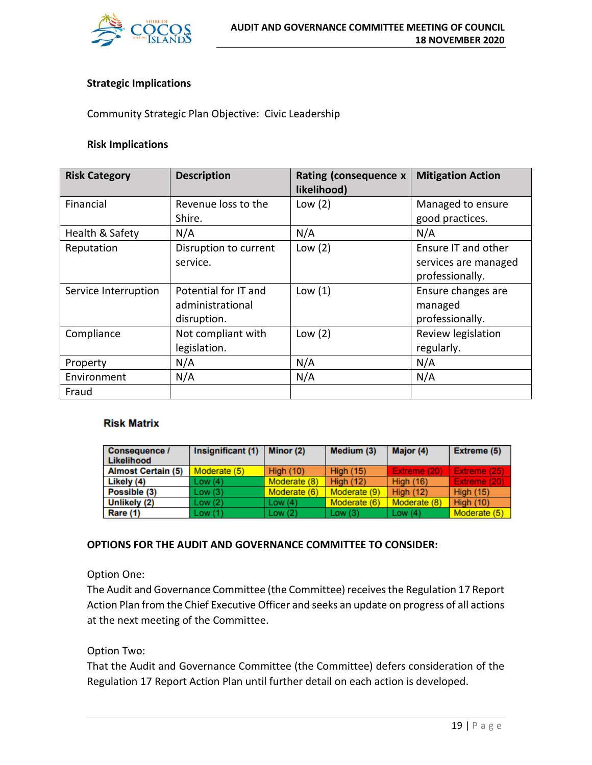**Strategic Implications**

Community Strategic Plan Objective: Civic Leadership

**Risk Implications**

| Risk Category | Description | Rating (consequence x likelihood) | Mitigation Action |
|---|---|---|---|
| Financial | Revenue loss to the Shire. | Low (2) | Managed to ensure good practices. |
| Health & Safety | N/A | N/A | N/A |
| Reputation | Disruption to current service. | Low (2) | Ensure IT and other services are managed professionally. |
| Service Interruption | Potential for IT and administrational disruption. | Low (1) | Ensure changes are managed professionally. |
| Compliance | Not compliant with legislation. | Low (2) | Review legislation regularly. |
| Property | N/A | N/A | N/A |
| Environment | N/A | N/A | N/A |
| Fraud | | | |

**Risk Matrix**

| Consequence / Likelihood | Insignificant (1) | Minor (2) | Medium (3) | Major (4) | Extreme (5) |
|---|---|---|---|---|---|
| Almost Certain (5) | Moderate (5) | High (10) | High (15) | Extreme (20) | Extreme (25) |
| Likely (4) | Low (4) | Moderate (8) | High (12) | High (16) | Extreme (20) |
| Possible (3) | Low (3) | Moderate (6) | Moderate (9) | High (12) | High (15) |
| Unlikely (2) | Low (2) | Low (4) | Moderate (6) | Moderate (8) | High (10) |
| Rare (1) | Low (1) | Low (2) | Low (3) | Low (4) | Moderate (5) |

**OPTIONS FOR THE AUDIT AND GOVERNANCE COMMITTEE TO CONSIDER:**

Option One:
The Audit and Governance Committee (the Committee) receives the Regulation 17 Report Action Plan from the Chief Executive Officer and seeks an update on progress of all actions at the next meeting of the Committee.

Option Two:
That the Audit and Governance Committee (the Committee) defers consideration of the Regulation 17 Report Action Plan until further detail on each action is developed.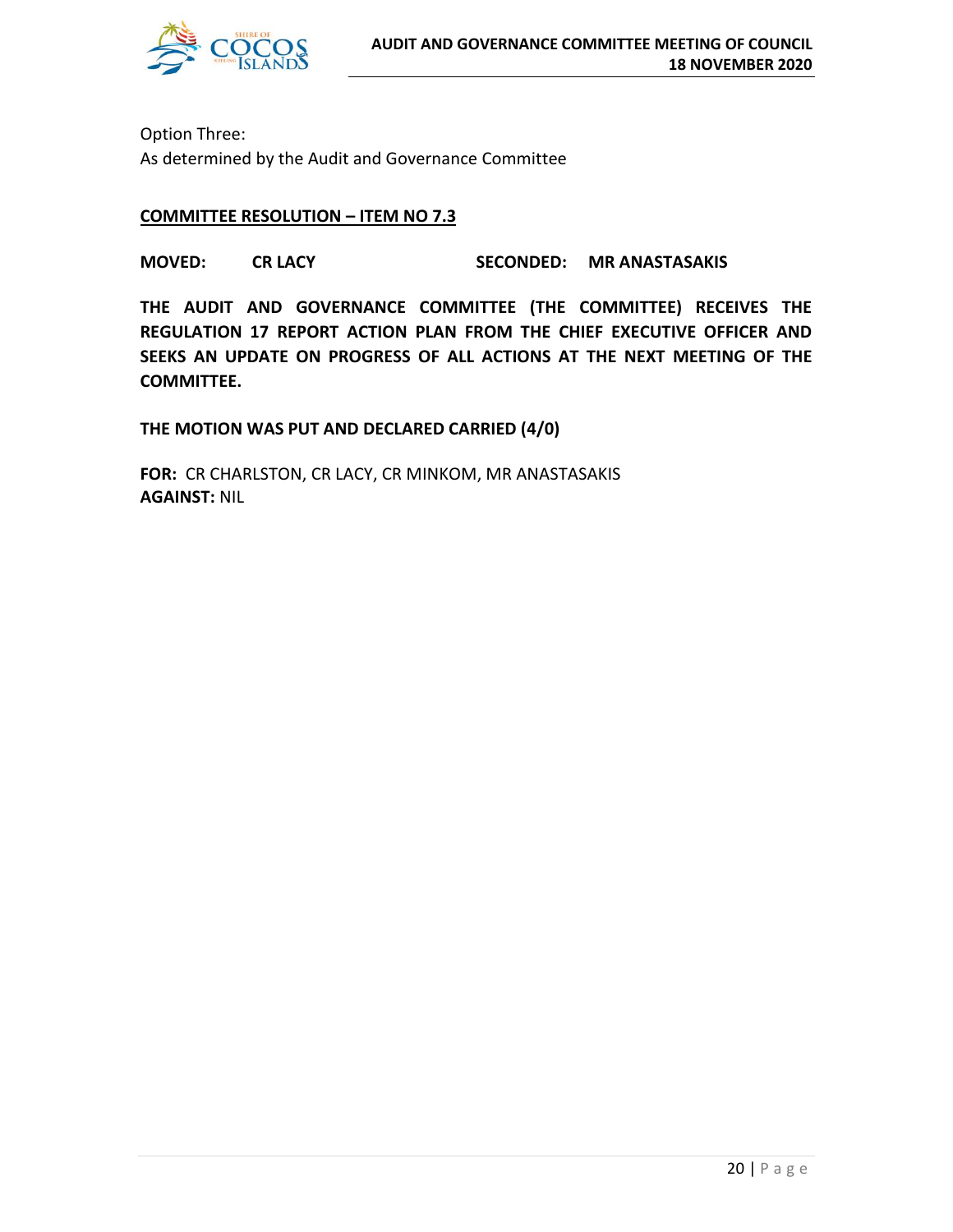Option Three:
As determined by the Audit and Governance Committee

**COMMITTEE RESOLUTION – ITEM NO 7.3**

**MOVED: CR LACY SECONDED: MR ANASTASAKIS**

**THE AUDIT AND GOVERNANCE COMMITTEE (THE COMMITTEE) RECEIVES THE REGULATION 17 REPORT ACTION PLAN FROM THE CHIEF EXECUTIVE OFFICER AND SEEKS AN UPDATE ON PROGRESS OF ALL ACTIONS AT THE NEXT MEETING OF THE COMMITTEE.**

**THE MOTION WAS PUT AND DECLARED CARRIED (4/0)**

**FOR:** CR CHARLSTON, CR LACY, CR MINKOM, MR ANASTASAKIS
**AGAINST:** NIL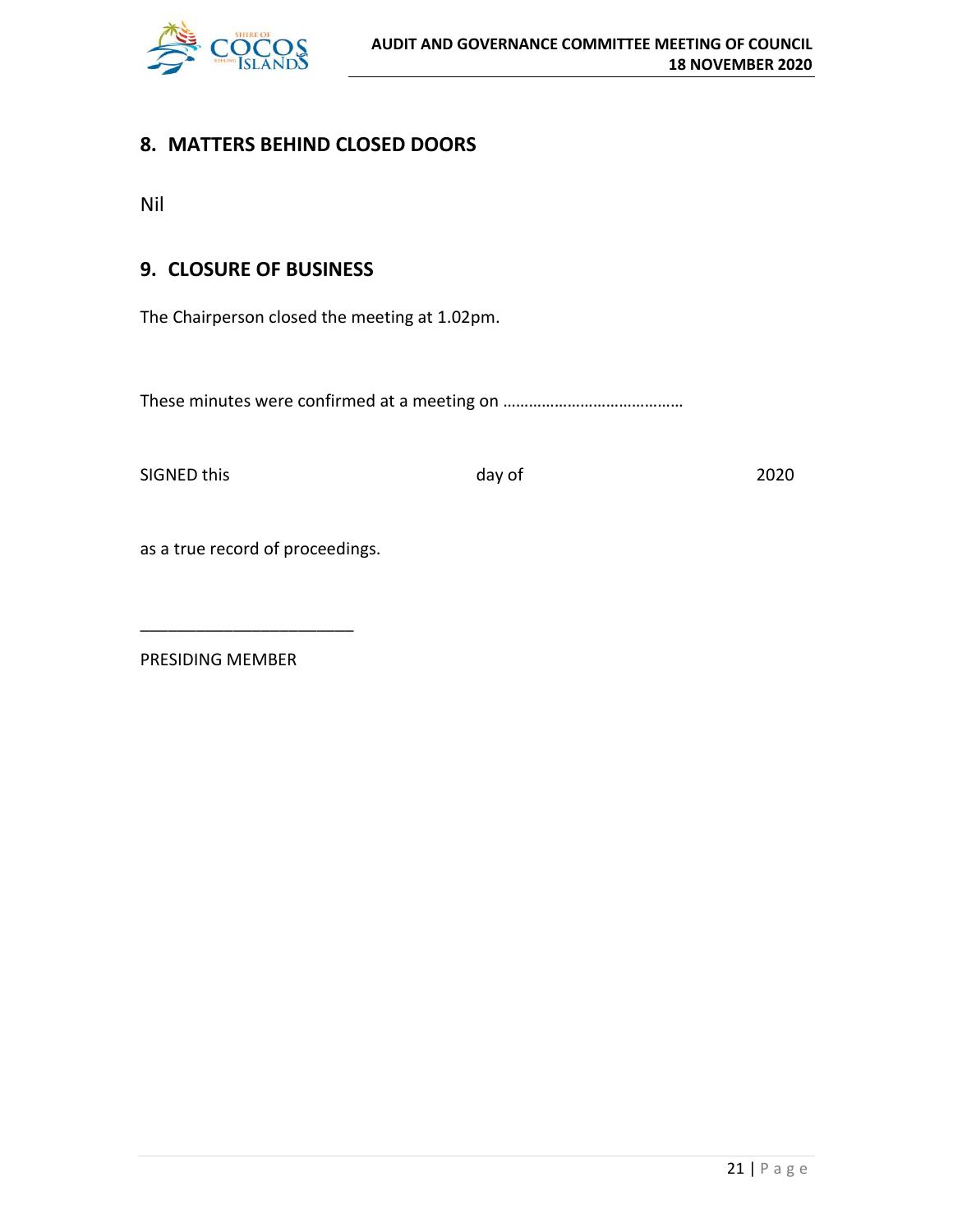## 8. MATTERS BEHIND CLOSED DOORS

Nil

## 9. CLOSURE OF BUSINESS

The Chairperson closed the meeting at 1.02pm.

These minutes were confirmed at a meeting on ……………………………………

SIGNED this day of 2020

as a true record of proceedings.

_______________________

PRESIDING MEMBER